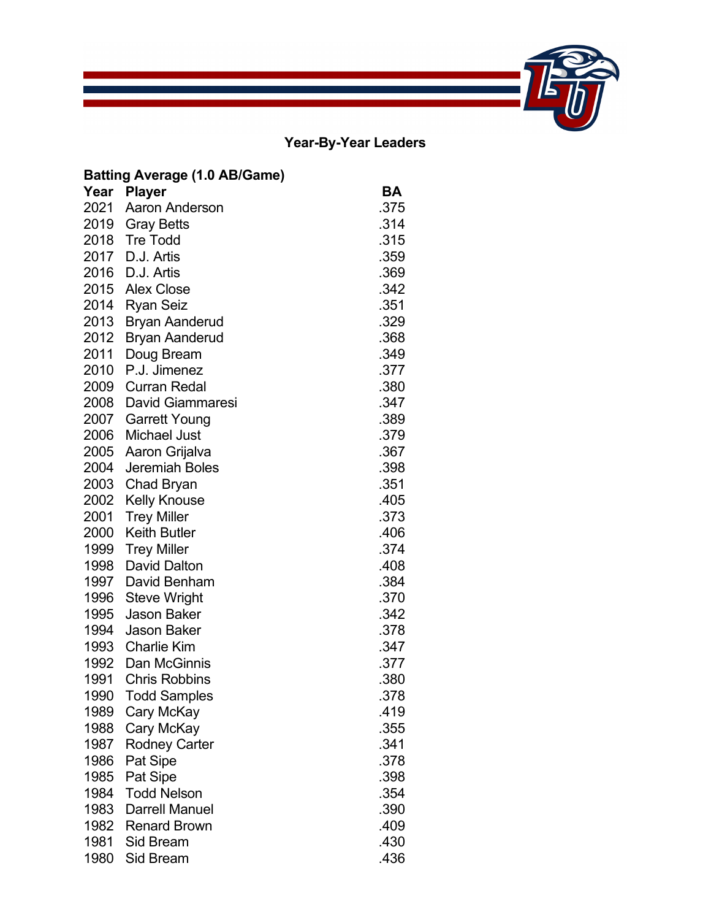## Year-By-Year Leaders

### Batting Average (1.0 AB/Game)

| Year | Player | BA |
|---|---|---|
| 2021 | Aaron Anderson | .375 |
| 2019 | Gray Betts | .314 |
| 2018 | Tre Todd | .315 |
| 2017 | D.J. Artis | .359 |
| 2016 | D.J. Artis | .369 |
| 2015 | Alex Close | .342 |
| 2014 | Ryan Seiz | .351 |
| 2013 | Bryan Aanderud | .329 |
| 2012 | Bryan Aanderud | .368 |
| 2011 | Doug Bream | .349 |
| 2010 | P.J. Jimenez | .377 |
| 2009 | Curran Redal | .380 |
| 2008 | David Giammaresi | .347 |
| 2007 | Garrett Young | .389 |
| 2006 | Michael Just | .379 |
| 2005 | Aaron Grijalva | .367 |
| 2004 | Jeremiah Boles | .398 |
| 2003 | Chad Bryan | .351 |
| 2002 | Kelly Knouse | .405 |
| 2001 | Trey Miller | .373 |
| 2000 | Keith Butler | .406 |
| 1999 | Trey Miller | .374 |
| 1998 | David Dalton | .408 |
| 1997 | David Benham | .384 |
| 1996 | Steve Wright | .370 |
| 1995 | Jason Baker | .342 |
| 1994 | Jason Baker | .378 |
| 1993 | Charlie Kim | .347 |
| 1992 | Dan McGinnis | .377 |
| 1991 | Chris Robbins | .380 |
| 1990 | Todd Samples | .378 |
| 1989 | Cary McKay | .419 |
| 1988 | Cary McKay | .355 |
| 1987 | Rodney Carter | .341 |
| 1986 | Pat Sipe | .378 |
| 1985 | Pat Sipe | .398 |
| 1984 | Todd Nelson | .354 |
| 1983 | Darrell Manuel | .390 |
| 1982 | Renard Brown | .409 |
| 1981 | Sid Bream | .430 |
| 1980 | Sid Bream | .436 |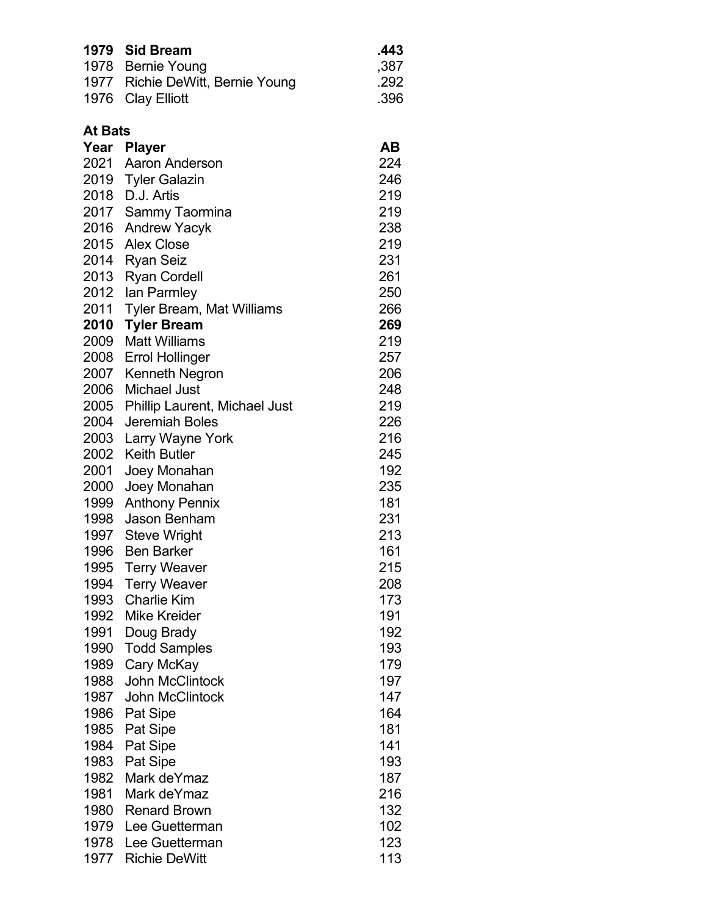| | | |
|---|---|---|
| **1979** | **Sid Bream** | **.443** |
| 1978 | Bernie Young | ,387 |
| 1977 | Richie DeWitt, Bernie Young | .292 |
| 1976 | Clay Elliott | .396 |

**At Bats**

| Year | Player | AB |
|---|---|---|
| 2021 | Aaron Anderson | 224 |
| 2019 | Tyler Galazin | 246 |
| 2018 | D.J. Artis | 219 |
| 2017 | Sammy Taormina | 219 |
| 2016 | Andrew Yacyk | 238 |
| 2015 | Alex Close | 219 |
| 2014 | Ryan Seiz | 231 |
| 2013 | Ryan Cordell | 261 |
| 2012 | Ian Parmley | 250 |
| 2011 | Tyler Bream, Mat Williams | 266 |
| **2010** | **Tyler Bream** | **269** |
| 2009 | Matt Williams | 219 |
| 2008 | Errol Hollinger | 257 |
| 2007 | Kenneth Negron | 206 |
| 2006 | Michael Just | 248 |
| 2005 | Phillip Laurent, Michael Just | 219 |
| 2004 | Jeremiah Boles | 226 |
| 2003 | Larry Wayne York | 216 |
| 2002 | Keith Butler | 245 |
| 2001 | Joey Monahan | 192 |
| 2000 | Joey Monahan | 235 |
| 1999 | Anthony Pennix | 181 |
| 1998 | Jason Benham | 231 |
| 1997 | Steve Wright | 213 |
| 1996 | Ben Barker | 161 |
| 1995 | Terry Weaver | 215 |
| 1994 | Terry Weaver | 208 |
| 1993 | Charlie Kim | 173 |
| 1992 | Mike Kreider | 191 |
| 1991 | Doug Brady | 192 |
| 1990 | Todd Samples | 193 |
| 1989 | Cary McKay | 179 |
| 1988 | John McClintock | 197 |
| 1987 | John McClintock | 147 |
| 1986 | Pat Sipe | 164 |
| 1985 | Pat Sipe | 181 |
| 1984 | Pat Sipe | 141 |
| 1983 | Pat Sipe | 193 |
| 1982 | Mark deYmaz | 187 |
| 1981 | Mark deYmaz | 216 |
| 1980 | Renard Brown | 132 |
| 1979 | Lee Guetterman | 102 |
| 1978 | Lee Guetterman | 123 |
| 1977 | Richie DeWitt | 113 |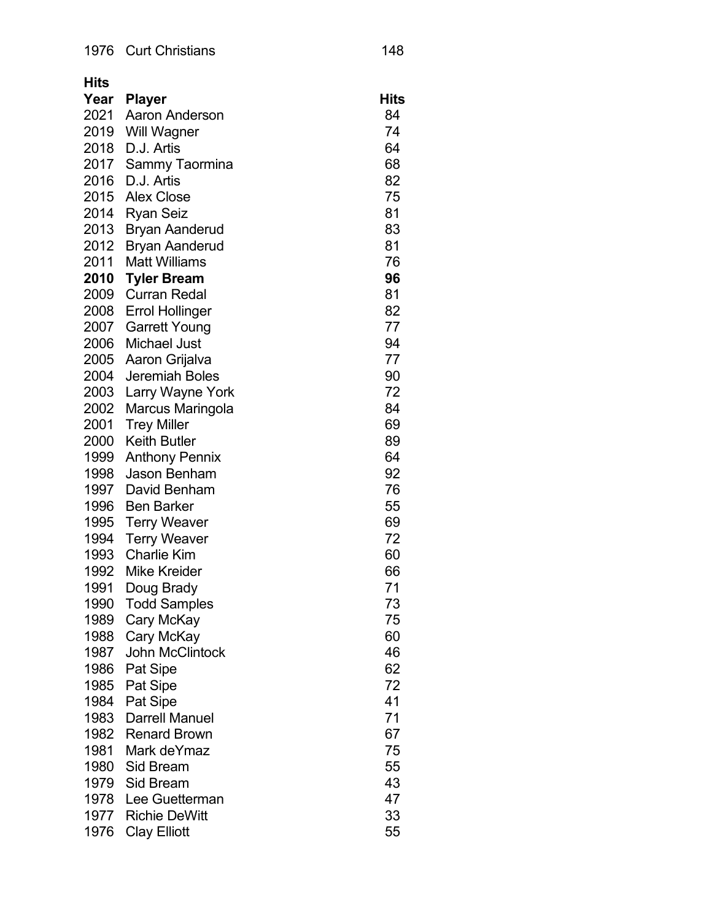| 1976 | Curt Christians | 148 |
|---|---|---|

**Hits**

| Year | Player | Hits |
|---|---|---|
| 2021 | Aaron Anderson | 84 |
| 2019 | Will Wagner | 74 |
| 2018 | D.J. Artis | 64 |
| 2017 | Sammy Taormina | 68 |
| 2016 | D.J. Artis | 82 |
| 2015 | Alex Close | 75 |
| 2014 | Ryan Seiz | 81 |
| 2013 | Bryan Aanderud | 83 |
| 2012 | Bryan Aanderud | 81 |
| 2011 | Matt Williams | 76 |
| **2010** | **Tyler Bream** | **96** |
| 2009 | Curran Redal | 81 |
| 2008 | Errol Hollinger | 82 |
| 2007 | Garrett Young | 77 |
| 2006 | Michael Just | 94 |
| 2005 | Aaron Grijalva | 77 |
| 2004 | Jeremiah Boles | 90 |
| 2003 | Larry Wayne York | 72 |
| 2002 | Marcus Maringola | 84 |
| 2001 | Trey Miller | 69 |
| 2000 | Keith Butler | 89 |
| 1999 | Anthony Pennix | 64 |
| 1998 | Jason Benham | 92 |
| 1997 | David Benham | 76 |
| 1996 | Ben Barker | 55 |
| 1995 | Terry Weaver | 69 |
| 1994 | Terry Weaver | 72 |
| 1993 | Charlie Kim | 60 |
| 1992 | Mike Kreider | 66 |
| 1991 | Doug Brady | 71 |
| 1990 | Todd Samples | 73 |
| 1989 | Cary McKay | 75 |
| 1988 | Cary McKay | 60 |
| 1987 | John McClintock | 46 |
| 1986 | Pat Sipe | 62 |
| 1985 | Pat Sipe | 72 |
| 1984 | Pat Sipe | 41 |
| 1983 | Darrell Manuel | 71 |
| 1982 | Renard Brown | 67 |
| 1981 | Mark deYmaz | 75 |
| 1980 | Sid Bream | 55 |
| 1979 | Sid Bream | 43 |
| 1978 | Lee Guetterman | 47 |
| 1977 | Richie DeWitt | 33 |
| 1976 | Clay Elliott | 55 |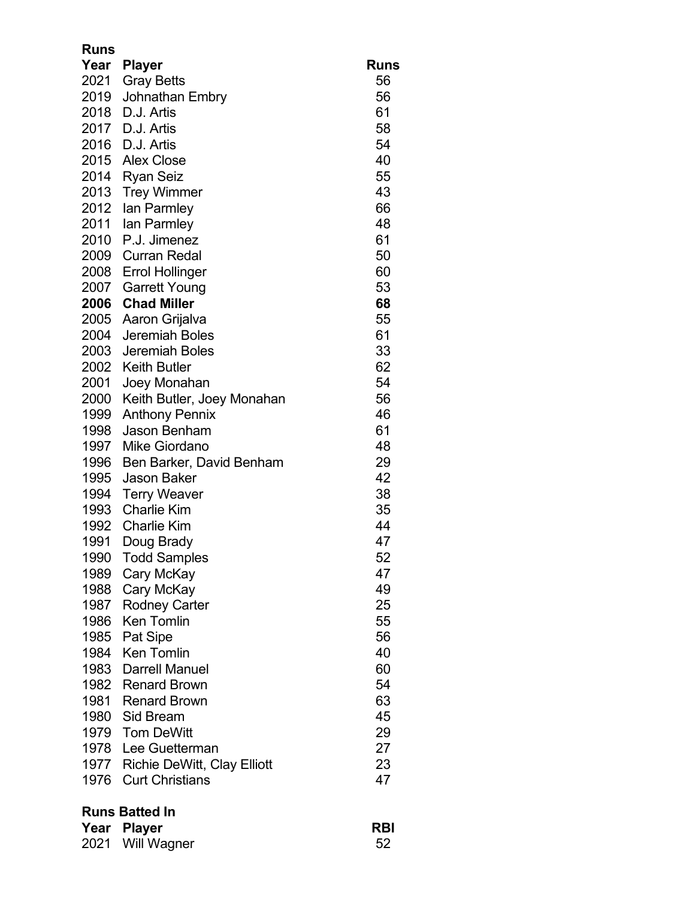## Runs

| Year | Player | Runs |
|---|---|---|
| 2021 | Gray Betts | 56 |
| 2019 | Johnathan Embry | 56 |
| 2018 | D.J. Artis | 61 |
| 2017 | D.J. Artis | 58 |
| 2016 | D.J. Artis | 54 |
| 2015 | Alex Close | 40 |
| 2014 | Ryan Seiz | 55 |
| 2013 | Trey Wimmer | 43 |
| 2012 | Ian Parmley | 66 |
| 2011 | Ian Parmley | 48 |
| 2010 | P.J. Jimenez | 61 |
| 2009 | Curran Redal | 50 |
| 2008 | Errol Hollinger | 60 |
| 2007 | Garrett Young | 53 |
| **2006** | **Chad Miller** | **68** |
| 2005 | Aaron Grijalva | 55 |
| 2004 | Jeremiah Boles | 61 |
| 2003 | Jeremiah Boles | 33 |
| 2002 | Keith Butler | 62 |
| 2001 | Joey Monahan | 54 |
| 2000 | Keith Butler, Joey Monahan | 56 |
| 1999 | Anthony Pennix | 46 |
| 1998 | Jason Benham | 61 |
| 1997 | Mike Giordano | 48 |
| 1996 | Ben Barker, David Benham | 29 |
| 1995 | Jason Baker | 42 |
| 1994 | Terry Weaver | 38 |
| 1993 | Charlie Kim | 35 |
| 1992 | Charlie Kim | 44 |
| 1991 | Doug Brady | 47 |
| 1990 | Todd Samples | 52 |
| 1989 | Cary McKay | 47 |
| 1988 | Cary McKay | 49 |
| 1987 | Rodney Carter | 25 |
| 1986 | Ken Tomlin | 55 |
| 1985 | Pat Sipe | 56 |
| 1984 | Ken Tomlin | 40 |
| 1983 | Darrell Manuel | 60 |
| 1982 | Renard Brown | 54 |
| 1981 | Renard Brown | 63 |
| 1980 | Sid Bream | 45 |
| 1979 | Tom DeWitt | 29 |
| 1978 | Lee Guetterman | 27 |
| 1977 | Richie DeWitt, Clay Elliott | 23 |
| 1976 | Curt Christians | 47 |

## Runs Batted In

| Year | Player | RBI |
|---|---|---|
| 2021 | Will Wagner | 52 |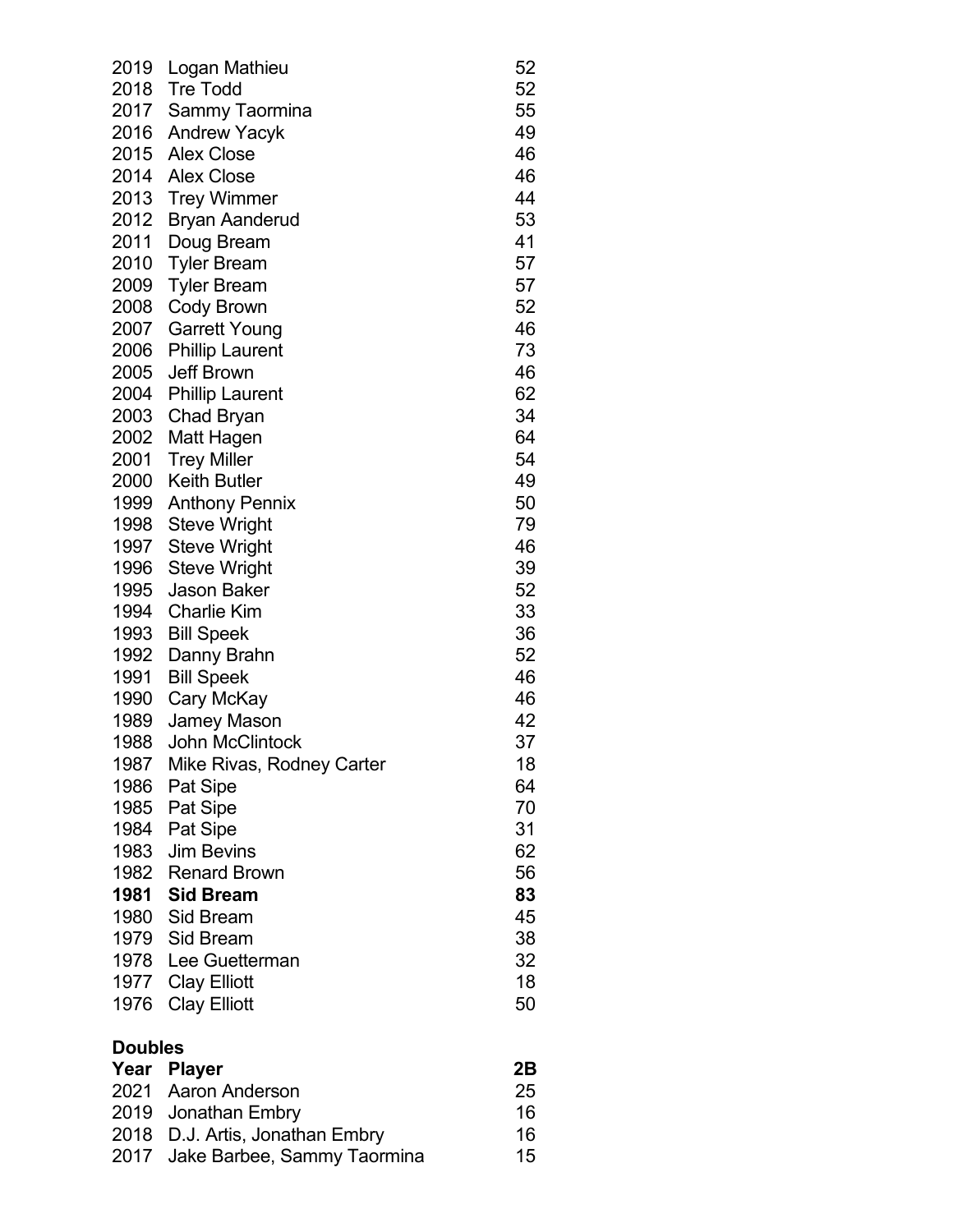| | | |
|---|---|---|
| 2019 | Logan Mathieu | 52 |
| 2018 | Tre Todd | 52 |
| 2017 | Sammy Taormina | 55 |
| 2016 | Andrew Yacyk | 49 |
| 2015 | Alex Close | 46 |
| 2014 | Alex Close | 46 |
| 2013 | Trey Wimmer | 44 |
| 2012 | Bryan Aanderud | 53 |
| 2011 | Doug Bream | 41 |
| 2010 | Tyler Bream | 57 |
| 2009 | Tyler Bream | 57 |
| 2008 | Cody Brown | 52 |
| 2007 | Garrett Young | 46 |
| 2006 | Phillip Laurent | 73 |
| 2005 | Jeff Brown | 46 |
| 2004 | Phillip Laurent | 62 |
| 2003 | Chad Bryan | 34 |
| 2002 | Matt Hagen | 64 |
| 2001 | Trey Miller | 54 |
| 2000 | Keith Butler | 49 |
| 1999 | Anthony Pennix | 50 |
| 1998 | Steve Wright | 79 |
| 1997 | Steve Wright | 46 |
| 1996 | Steve Wright | 39 |
| 1995 | Jason Baker | 52 |
| 1994 | Charlie Kim | 33 |
| 1993 | Bill Speek | 36 |
| 1992 | Danny Brahn | 52 |
| 1991 | Bill Speek | 46 |
| 1990 | Cary McKay | 46 |
| 1989 | Jamey Mason | 42 |
| 1988 | John McClintock | 37 |
| 1987 | Mike Rivas, Rodney Carter | 18 |
| 1986 | Pat Sipe | 64 |
| 1985 | Pat Sipe | 70 |
| 1984 | Pat Sipe | 31 |
| 1983 | Jim Bevins | 62 |
| 1982 | Renard Brown | 56 |
| **1981** | **Sid Bream** | **83** |
| 1980 | Sid Bream | 45 |
| 1979 | Sid Bream | 38 |
| 1978 | Lee Guetterman | 32 |
| 1977 | Clay Elliott | 18 |
| 1976 | Clay Elliott | 50 |

### Doubles

| Year | Player | 2B |
|---|---|---|
| 2021 | Aaron Anderson | 25 |
| 2019 | Jonathan Embry | 16 |
| 2018 | D.J. Artis, Jonathan Embry | 16 |
| 2017 | Jake Barbee, Sammy Taormina | 15 |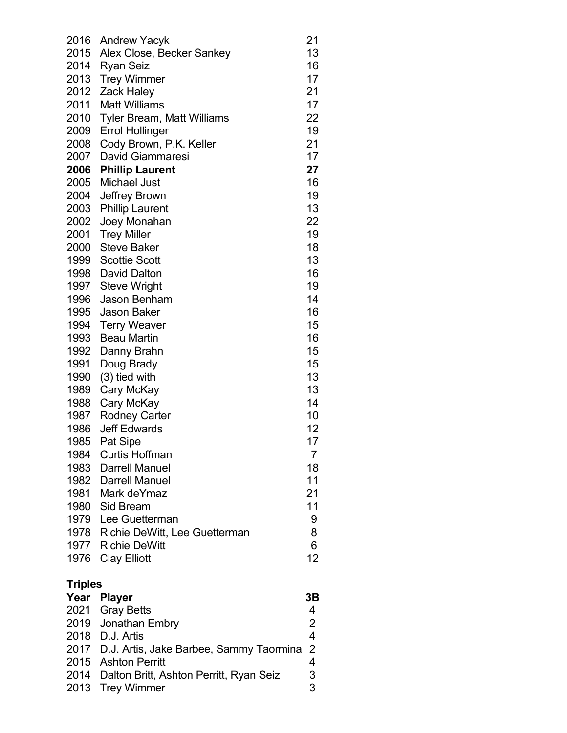| | | |
|---|---|---|
| 2016 | Andrew Yacyk | 21 |
| 2015 | Alex Close, Becker Sankey | 13 |
| 2014 | Ryan Seiz | 16 |
| 2013 | Trey Wimmer | 17 |
| 2012 | Zack Haley | 21 |
| 2011 | Matt Williams | 17 |
| 2010 | Tyler Bream, Matt Williams | 22 |
| 2009 | Errol Hollinger | 19 |
| 2008 | Cody Brown, P.K. Keller | 21 |
| 2007 | David Giammaresi | 17 |
| **2006** | **Phillip Laurent** | **27** |
| 2005 | Michael Just | 16 |
| 2004 | Jeffrey Brown | 19 |
| 2003 | Phillip Laurent | 13 |
| 2002 | Joey Monahan | 22 |
| 2001 | Trey Miller | 19 |
| 2000 | Steve Baker | 18 |
| 1999 | Scottie Scott | 13 |
| 1998 | David Dalton | 16 |
| 1997 | Steve Wright | 19 |
| 1996 | Jason Benham | 14 |
| 1995 | Jason Baker | 16 |
| 1994 | Terry Weaver | 15 |
| 1993 | Beau Martin | 16 |
| 1992 | Danny Brahn | 15 |
| 1991 | Doug Brady | 15 |
| 1990 | (3) tied with | 13 |
| 1989 | Cary McKay | 13 |
| 1988 | Cary McKay | 14 |
| 1987 | Rodney Carter | 10 |
| 1986 | Jeff Edwards | 12 |
| 1985 | Pat Sipe | 17 |
| 1984 | Curtis Hoffman | 7 |
| 1983 | Darrell Manuel | 18 |
| 1982 | Darrell Manuel | 11 |
| 1981 | Mark deYmaz | 21 |
| 1980 | Sid Bream | 11 |
| 1979 | Lee Guetterman | 9 |
| 1978 | Richie DeWitt, Lee Guetterman | 8 |
| 1977 | Richie DeWitt | 6 |
| 1976 | Clay Elliott | 12 |

**Triples**

| Year | Player | 3B |
|---|---|---|
| 2021 | Gray Betts | 4 |
| 2019 | Jonathan Embry | 2 |
| 2018 | D.J. Artis | 4 |
| 2017 | D.J. Artis, Jake Barbee, Sammy Taormina | 2 |
| 2015 | Ashton Perritt | 4 |
| 2014 | Dalton Britt, Ashton Perritt, Ryan Seiz | 3 |
| 2013 | Trey Wimmer | 3 |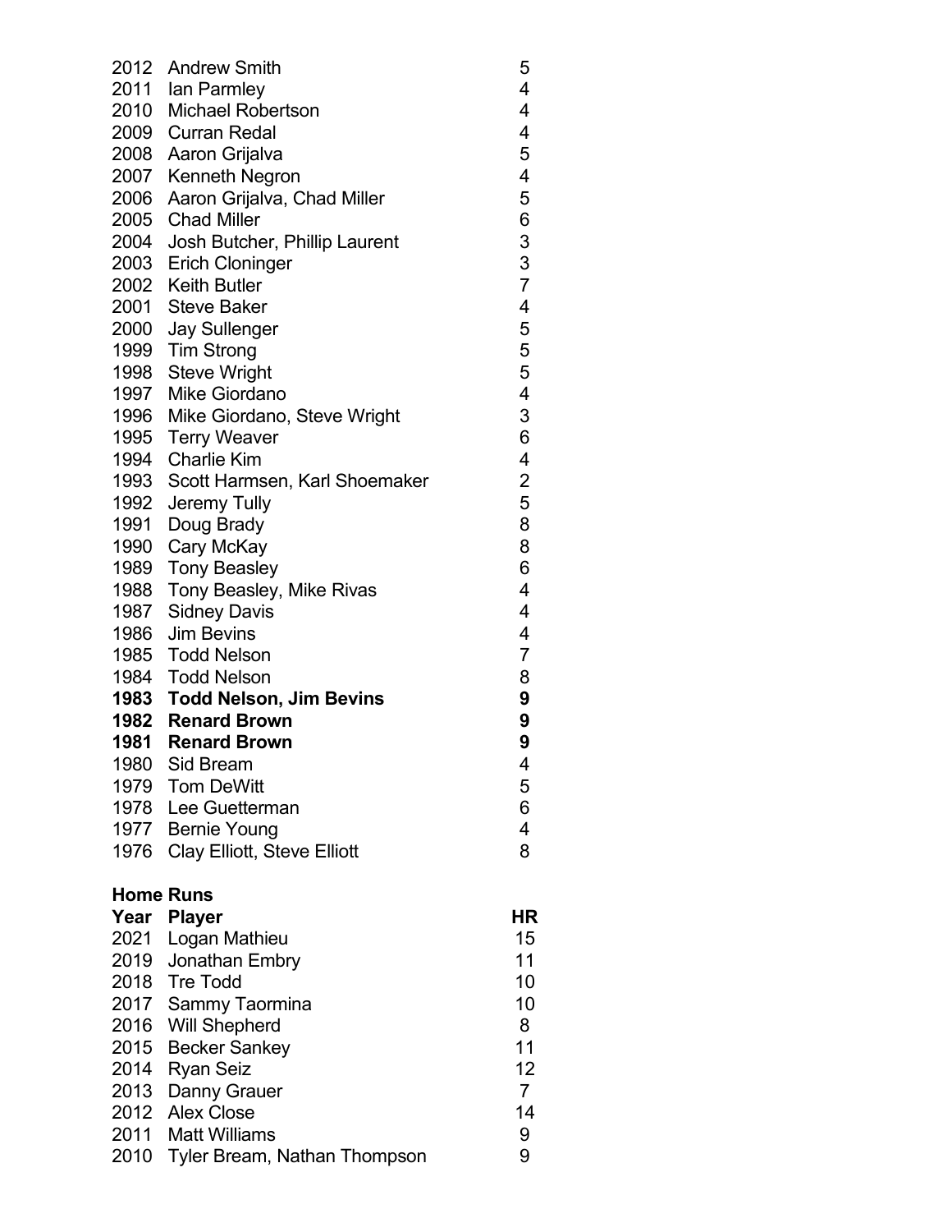| | | |
|---|---|---|
| 2012 | Andrew Smith | 5 |
| 2011 | Ian Parmley | 4 |
| 2010 | Michael Robertson | 4 |
| 2009 | Curran Redal | 4 |
| 2008 | Aaron Grijalva | 5 |
| 2007 | Kenneth Negron | 4 |
| 2006 | Aaron Grijalva, Chad Miller | 5 |
| 2005 | Chad Miller | 6 |
| 2004 | Josh Butcher, Phillip Laurent | 3 |
| 2003 | Erich Cloninger | 3 |
| 2002 | Keith Butler | 7 |
| 2001 | Steve Baker | 4 |
| 2000 | Jay Sullenger | 5 |
| 1999 | Tim Strong | 5 |
| 1998 | Steve Wright | 5 |
| 1997 | Mike Giordano | 4 |
| 1996 | Mike Giordano, Steve Wright | 3 |
| 1995 | Terry Weaver | 6 |
| 1994 | Charlie Kim | 4 |
| 1993 | Scott Harmsen, Karl Shoemaker | 2 |
| 1992 | Jeremy Tully | 5 |
| 1991 | Doug Brady | 8 |
| 1990 | Cary McKay | 8 |
| 1989 | Tony Beasley | 6 |
| 1988 | Tony Beasley, Mike Rivas | 4 |
| 1987 | Sidney Davis | 4 |
| 1986 | Jim Bevins | 4 |
| 1985 | Todd Nelson | 7 |
| 1984 | Todd Nelson | 8 |
| **1983** | **Todd Nelson, Jim Bevins** | **9** |
| **1982** | **Renard Brown** | **9** |
| **1981** | **Renard Brown** | **9** |
| 1980 | Sid Bream | 4 |
| 1979 | Tom DeWitt | 5 |
| 1978 | Lee Guetterman | 6 |
| 1977 | Bernie Young | 4 |
| 1976 | Clay Elliott, Steve Elliott | 8 |

**Home Runs**

| Year | Player | HR |
|---|---|---|
| 2021 | Logan Mathieu | 15 |
| 2019 | Jonathan Embry | 11 |
| 2018 | Tre Todd | 10 |
| 2017 | Sammy Taormina | 10 |
| 2016 | Will Shepherd | 8 |
| 2015 | Becker Sankey | 11 |
| 2014 | Ryan Seiz | 12 |
| 2013 | Danny Grauer | 7 |
| 2012 | Alex Close | 14 |
| 2011 | Matt Williams | 9 |
| 2010 | Tyler Bream, Nathan Thompson | 9 |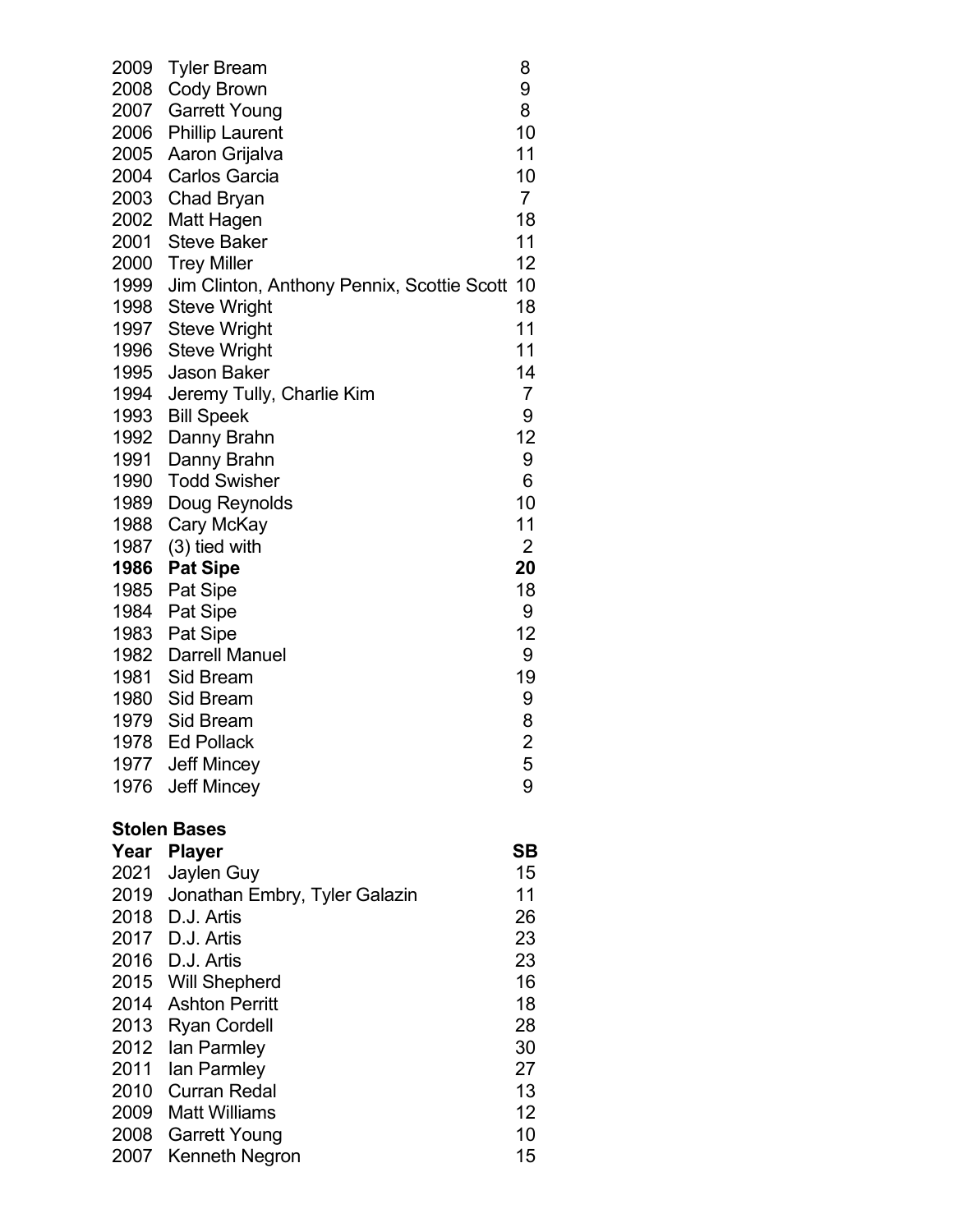| | | |
|---|---|---|
| 2009 | Tyler Bream | 8 |
| 2008 | Cody Brown | 9 |
| 2007 | Garrett Young | 8 |
| 2006 | Phillip Laurent | 10 |
| 2005 | Aaron Grijalva | 11 |
| 2004 | Carlos Garcia | 10 |
| 2003 | Chad Bryan | 7 |
| 2002 | Matt Hagen | 18 |
| 2001 | Steve Baker | 11 |
| 2000 | Trey Miller | 12 |
| 1999 | Jim Clinton, Anthony Pennix, Scottie Scott | 10 |
| 1998 | Steve Wright | 18 |
| 1997 | Steve Wright | 11 |
| 1996 | Steve Wright | 11 |
| 1995 | Jason Baker | 14 |
| 1994 | Jeremy Tully, Charlie Kim | 7 |
| 1993 | Bill Speek | 9 |
| 1992 | Danny Brahn | 12 |
| 1991 | Danny Brahn | 9 |
| 1990 | Todd Swisher | 6 |
| 1989 | Doug Reynolds | 10 |
| 1988 | Cary McKay | 11 |
| 1987 | (3) tied with | 2 |
| **1986** | **Pat Sipe** | **20** |
| 1985 | Pat Sipe | 18 |
| 1984 | Pat Sipe | 9 |
| 1983 | Pat Sipe | 12 |
| 1982 | Darrell Manuel | 9 |
| 1981 | Sid Bream | 19 |
| 1980 | Sid Bream | 9 |
| 1979 | Sid Bream | 8 |
| 1978 | Ed Pollack | 2 |
| 1977 | Jeff Mincey | 5 |
| 1976 | Jeff Mincey | 9 |

**Stolen Bases**

| Year | Player | SB |
|---|---|---|
| 2021 | Jaylen Guy | 15 |
| 2019 | Jonathan Embry, Tyler Galazin | 11 |
| 2018 | D.J. Artis | 26 |
| 2017 | D.J. Artis | 23 |
| 2016 | D.J. Artis | 23 |
| 2015 | Will Shepherd | 16 |
| 2014 | Ashton Perritt | 18 |
| 2013 | Ryan Cordell | 28 |
| 2012 | Ian Parmley | 30 |
| 2011 | Ian Parmley | 27 |
| 2010 | Curran Redal | 13 |
| 2009 | Matt Williams | 12 |
| 2008 | Garrett Young | 10 |
| 2007 | Kenneth Negron | 15 |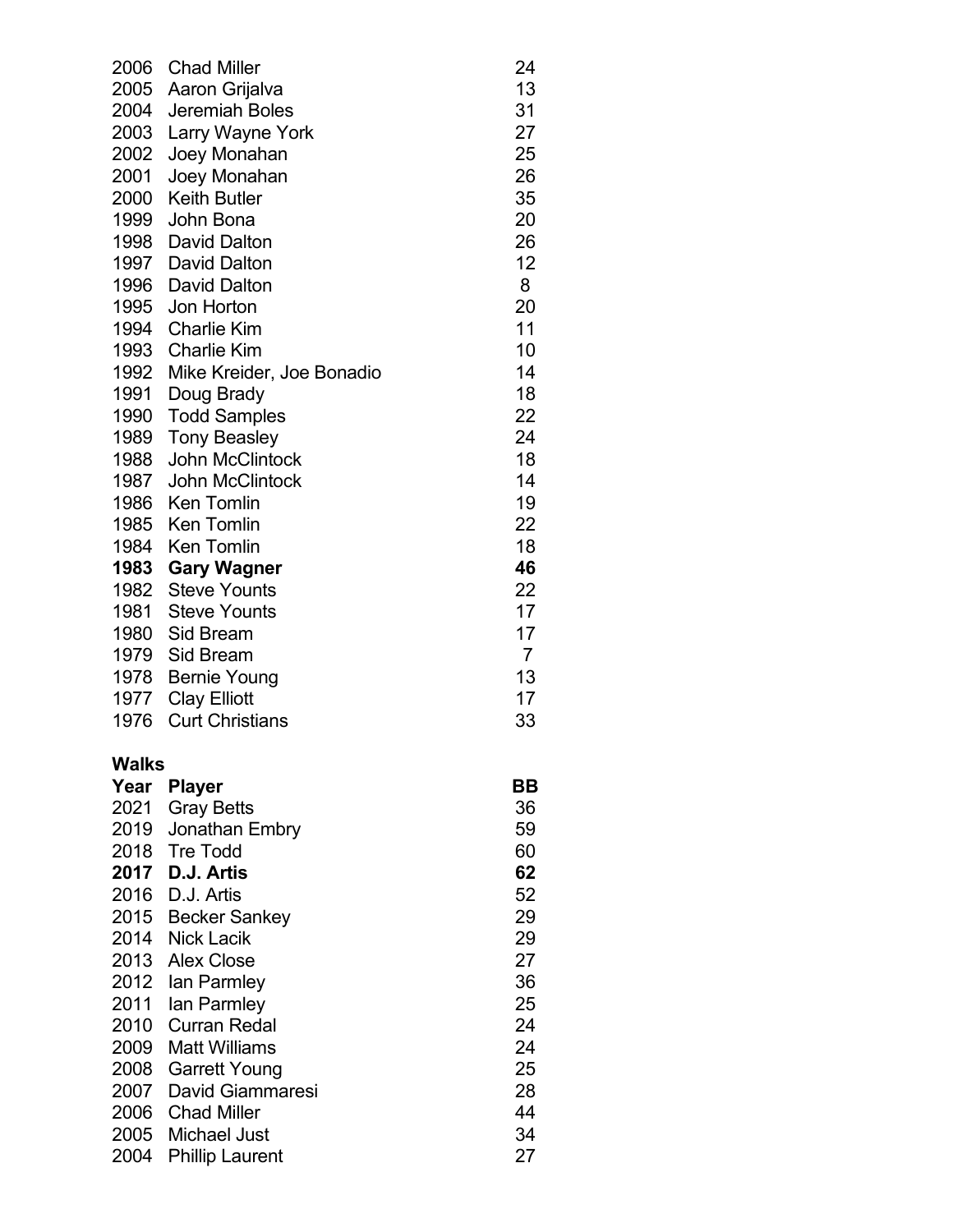| Year | Player | |
|---|---|---|
| 2006 | Chad Miller | 24 |
| 2005 | Aaron Grijalva | 13 |
| 2004 | Jeremiah Boles | 31 |
| 2003 | Larry Wayne York | 27 |
| 2002 | Joey Monahan | 25 |
| 2001 | Joey Monahan | 26 |
| 2000 | Keith Butler | 35 |
| 1999 | John Bona | 20 |
| 1998 | David Dalton | 26 |
| 1997 | David Dalton | 12 |
| 1996 | David Dalton | 8 |
| 1995 | Jon Horton | 20 |
| 1994 | Charlie Kim | 11 |
| 1993 | Charlie Kim | 10 |
| 1992 | Mike Kreider, Joe Bonadio | 14 |
| 1991 | Doug Brady | 18 |
| 1990 | Todd Samples | 22 |
| 1989 | Tony Beasley | 24 |
| 1988 | John McClintock | 18 |
| 1987 | John McClintock | 14 |
| 1986 | Ken Tomlin | 19 |
| 1985 | Ken Tomlin | 22 |
| 1984 | Ken Tomlin | 18 |
| **1983** | **Gary Wagner** | **46** |
| 1982 | Steve Younts | 22 |
| 1981 | Steve Younts | 17 |
| 1980 | Sid Bream | 17 |
| 1979 | Sid Bream | 7 |
| 1978 | Bernie Young | 13 |
| 1977 | Clay Elliott | 17 |
| 1976 | Curt Christians | 33 |

**Walks**

| Year | Player | BB |
|---|---|---|
| 2021 | Gray Betts | 36 |
| 2019 | Jonathan Embry | 59 |
| 2018 | Tre Todd | 60 |
| **2017** | **D.J. Artis** | **62** |
| 2016 | D.J. Artis | 52 |
| 2015 | Becker Sankey | 29 |
| 2014 | Nick Lacik | 29 |
| 2013 | Alex Close | 27 |
| 2012 | Ian Parmley | 36 |
| 2011 | Ian Parmley | 25 |
| 2010 | Curran Redal | 24 |
| 2009 | Matt Williams | 24 |
| 2008 | Garrett Young | 25 |
| 2007 | David Giammaresi | 28 |
| 2006 | Chad Miller | 44 |
| 2005 | Michael Just | 34 |
| 2004 | Phillip Laurent | 27 |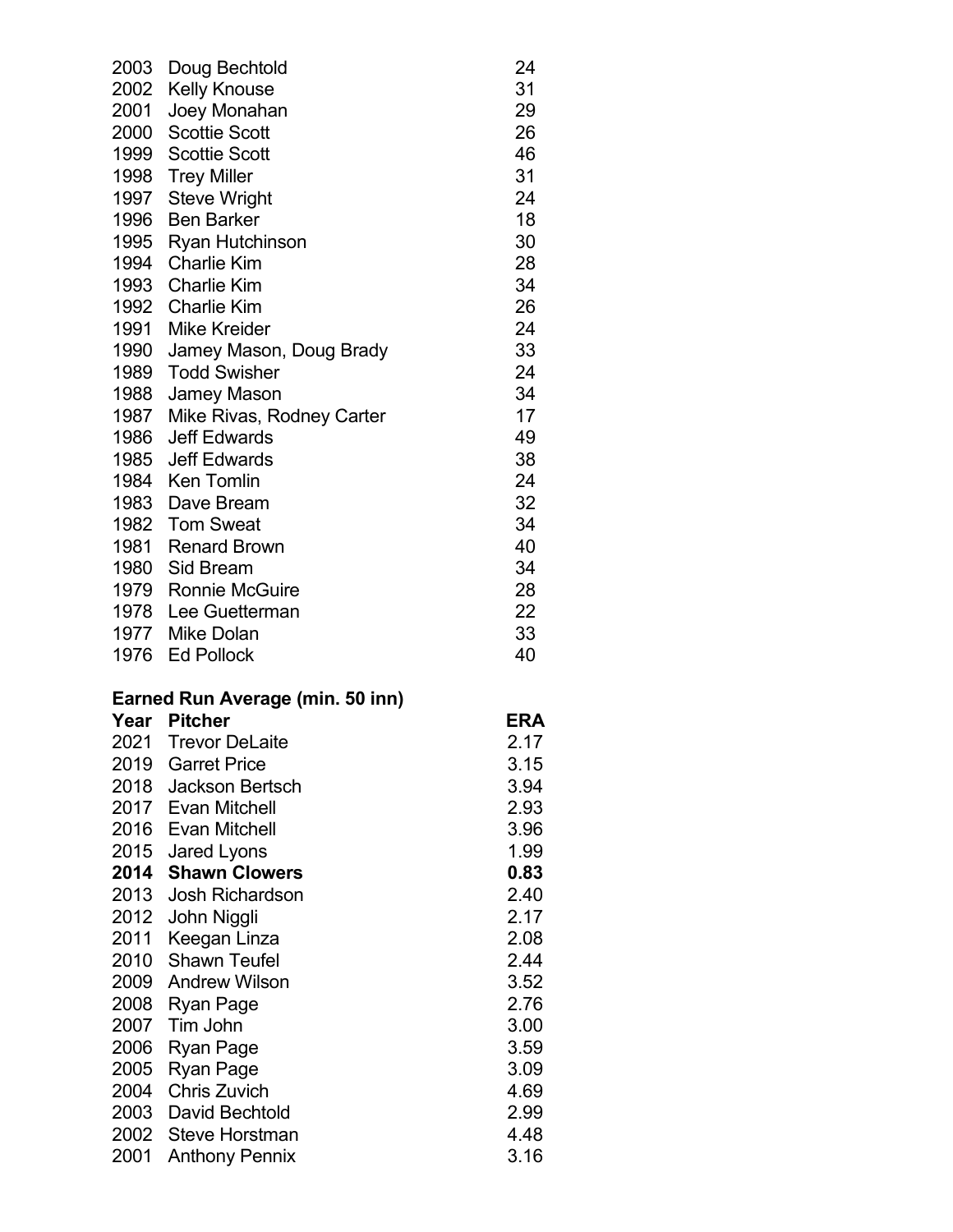| | | |
|---|---|---|
| 2003 | Doug Bechtold | 24 |
| 2002 | Kelly Knouse | 31 |
| 2001 | Joey Monahan | 29 |
| 2000 | Scottie Scott | 26 |
| 1999 | Scottie Scott | 46 |
| 1998 | Trey Miller | 31 |
| 1997 | Steve Wright | 24 |
| 1996 | Ben Barker | 18 |
| 1995 | Ryan Hutchinson | 30 |
| 1994 | Charlie Kim | 28 |
| 1993 | Charlie Kim | 34 |
| 1992 | Charlie Kim | 26 |
| 1991 | Mike Kreider | 24 |
| 1990 | Jamey Mason, Doug Brady | 33 |
| 1989 | Todd Swisher | 24 |
| 1988 | Jamey Mason | 34 |
| 1987 | Mike Rivas, Rodney Carter | 17 |
| 1986 | Jeff Edwards | 49 |
| 1985 | Jeff Edwards | 38 |
| 1984 | Ken Tomlin | 24 |
| 1983 | Dave Bream | 32 |
| 1982 | Tom Sweat | 34 |
| 1981 | Renard Brown | 40 |
| 1980 | Sid Bream | 34 |
| 1979 | Ronnie McGuire | 28 |
| 1978 | Lee Guetterman | 22 |
| 1977 | Mike Dolan | 33 |
| 1976 | Ed Pollock | 40 |

**Earned Run Average (min. 50 inn)**

| Year | Pitcher | ERA |
|---|---|---|
| 2021 | Trevor DeLaite | 2.17 |
| 2019 | Garret Price | 3.15 |
| 2018 | Jackson Bertsch | 3.94 |
| 2017 | Evan Mitchell | 2.93 |
| 2016 | Evan Mitchell | 3.96 |
| 2015 | Jared Lyons | 1.99 |
| **2014** | **Shawn Clowers** | **0.83** |
| 2013 | Josh Richardson | 2.40 |
| 2012 | John Niggli | 2.17 |
| 2011 | Keegan Linza | 2.08 |
| 2010 | Shawn Teufel | 2.44 |
| 2009 | Andrew Wilson | 3.52 |
| 2008 | Ryan Page | 2.76 |
| 2007 | Tim John | 3.00 |
| 2006 | Ryan Page | 3.59 |
| 2005 | Ryan Page | 3.09 |
| 2004 | Chris Zuvich | 4.69 |
| 2003 | David Bechtold | 2.99 |
| 2002 | Steve Horstman | 4.48 |
| 2001 | Anthony Pennix | 3.16 |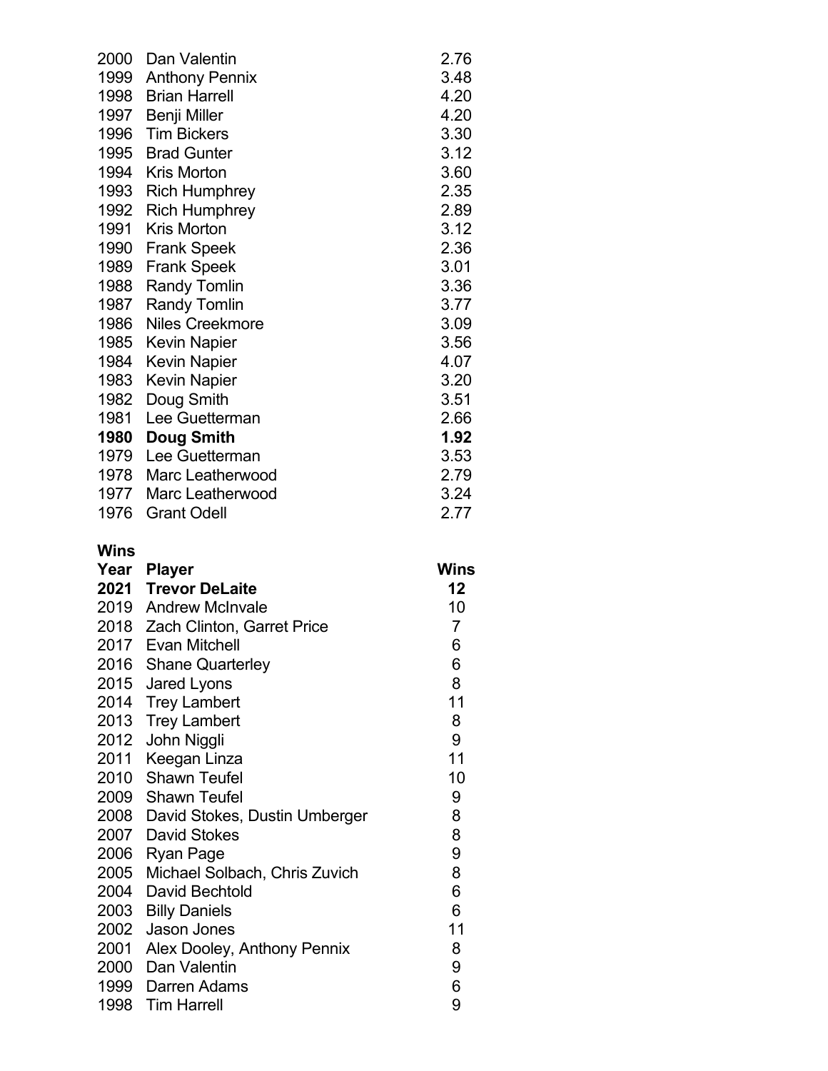| | | |
|---|---|---|
| 2000 | Dan Valentin | 2.76 |
| 1999 | Anthony Pennix | 3.48 |
| 1998 | Brian Harrell | 4.20 |
| 1997 | Benji Miller | 4.20 |
| 1996 | Tim Bickers | 3.30 |
| 1995 | Brad Gunter | 3.12 |
| 1994 | Kris Morton | 3.60 |
| 1993 | Rich Humphrey | 2.35 |
| 1992 | Rich Humphrey | 2.89 |
| 1991 | Kris Morton | 3.12 |
| 1990 | Frank Speek | 2.36 |
| 1989 | Frank Speek | 3.01 |
| 1988 | Randy Tomlin | 3.36 |
| 1987 | Randy Tomlin | 3.77 |
| 1986 | Niles Creekmore | 3.09 |
| 1985 | Kevin Napier | 3.56 |
| 1984 | Kevin Napier | 4.07 |
| 1983 | Kevin Napier | 3.20 |
| 1982 | Doug Smith | 3.51 |
| 1981 | Lee Guetterman | 2.66 |
| **1980** | **Doug Smith** | **1.92** |
| 1979 | Lee Guetterman | 3.53 |
| 1978 | Marc Leatherwood | 2.79 |
| 1977 | Marc Leatherwood | 3.24 |
| 1976 | Grant Odell | 2.77 |

**Wins**

| Year | Player | Wins |
|---|---|---|
| **2021** | **Trevor DeLaite** | **12** |
| 2019 | Andrew McInvale | 10 |
| 2018 | Zach Clinton, Garret Price | 7 |
| 2017 | Evan Mitchell | 6 |
| 2016 | Shane Quarterley | 6 |
| 2015 | Jared Lyons | 8 |
| 2014 | Trey Lambert | 11 |
| 2013 | Trey Lambert | 8 |
| 2012 | John Niggli | 9 |
| 2011 | Keegan Linza | 11 |
| 2010 | Shawn Teufel | 10 |
| 2009 | Shawn Teufel | 9 |
| 2008 | David Stokes, Dustin Umberger | 8 |
| 2007 | David Stokes | 8 |
| 2006 | Ryan Page | 9 |
| 2005 | Michael Solbach, Chris Zuvich | 8 |
| 2004 | David Bechtold | 6 |
| 2003 | Billy Daniels | 6 |
| 2002 | Jason Jones | 11 |
| 2001 | Alex Dooley, Anthony Pennix | 8 |
| 2000 | Dan Valentin | 9 |
| 1999 | Darren Adams | 6 |
| 1998 | Tim Harrell | 9 |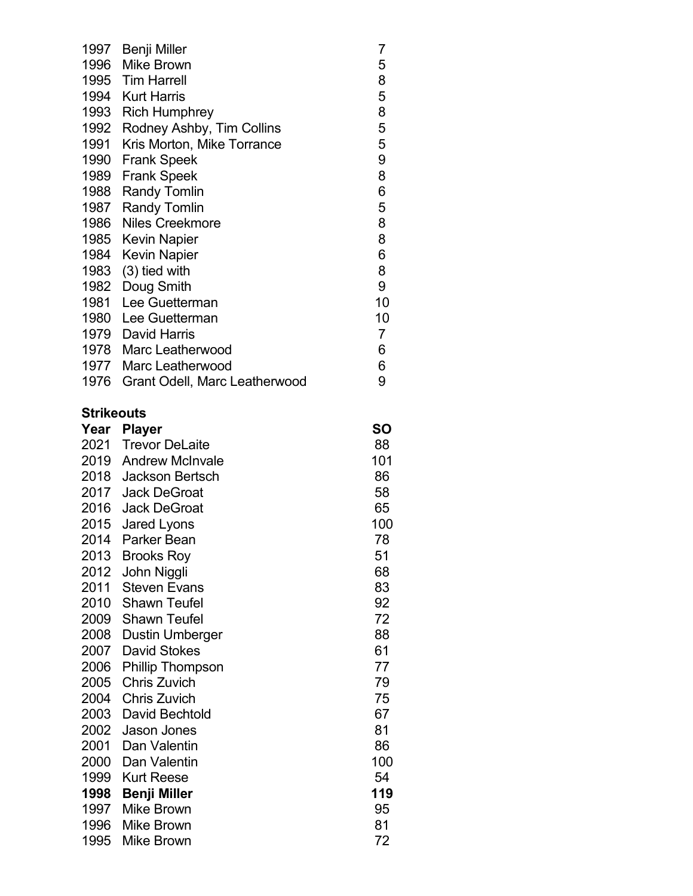| | | |
|---|---|---|
| 1997 | Benji Miller | 7 |
| 1996 | Mike Brown | 5 |
| 1995 | Tim Harrell | 8 |
| 1994 | Kurt Harris | 5 |
| 1993 | Rich Humphrey | 8 |
| 1992 | Rodney Ashby, Tim Collins | 5 |
| 1991 | Kris Morton, Mike Torrance | 5 |
| 1990 | Frank Speek | 9 |
| 1989 | Frank Speek | 8 |
| 1988 | Randy Tomlin | 6 |
| 1987 | Randy Tomlin | 5 |
| 1986 | Niles Creekmore | 8 |
| 1985 | Kevin Napier | 8 |
| 1984 | Kevin Napier | 6 |
| 1983 | (3) tied with | 8 |
| 1982 | Doug Smith | 9 |
| 1981 | Lee Guetterman | 10 |
| 1980 | Lee Guetterman | 10 |
| 1979 | David Harris | 7 |
| 1978 | Marc Leatherwood | 6 |
| 1977 | Marc Leatherwood | 6 |
| 1976 | Grant Odell, Marc Leatherwood | 9 |

**Strikeouts**

| Year | Player | SO |
|---|---|---|
| 2021 | Trevor DeLaite | 88 |
| 2019 | Andrew McInvale | 101 |
| 2018 | Jackson Bertsch | 86 |
| 2017 | Jack DeGroat | 58 |
| 2016 | Jack DeGroat | 65 |
| 2015 | Jared Lyons | 100 |
| 2014 | Parker Bean | 78 |
| 2013 | Brooks Roy | 51 |
| 2012 | John Niggli | 68 |
| 2011 | Steven Evans | 83 |
| 2010 | Shawn Teufel | 92 |
| 2009 | Shawn Teufel | 72 |
| 2008 | Dustin Umberger | 88 |
| 2007 | David Stokes | 61 |
| 2006 | Phillip Thompson | 77 |
| 2005 | Chris Zuvich | 79 |
| 2004 | Chris Zuvich | 75 |
| 2003 | David Bechtold | 67 |
| 2002 | Jason Jones | 81 |
| 2001 | Dan Valentin | 86 |
| 2000 | Dan Valentin | 100 |
| 1999 | Kurt Reese | 54 |
| **1998** | **Benji Miller** | **119** |
| 1997 | Mike Brown | 95 |
| 1996 | Mike Brown | 81 |
| 1995 | Mike Brown | 72 |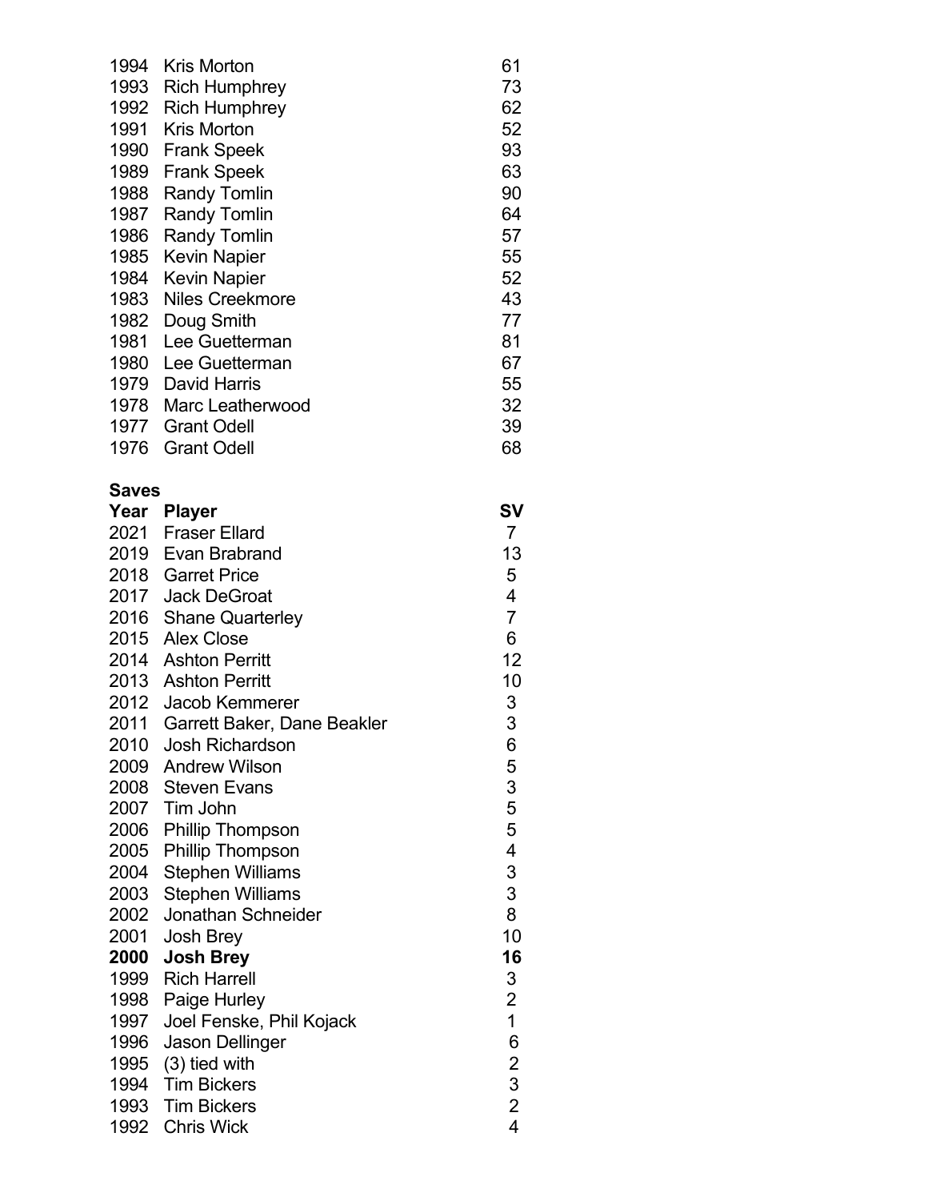| | | |
|---|---|---|
| 1994 | Kris Morton | 61 |
| 1993 | Rich Humphrey | 73 |
| 1992 | Rich Humphrey | 62 |
| 1991 | Kris Morton | 52 |
| 1990 | Frank Speek | 93 |
| 1989 | Frank Speek | 63 |
| 1988 | Randy Tomlin | 90 |
| 1987 | Randy Tomlin | 64 |
| 1986 | Randy Tomlin | 57 |
| 1985 | Kevin Napier | 55 |
| 1984 | Kevin Napier | 52 |
| 1983 | Niles Creekmore | 43 |
| 1982 | Doug Smith | 77 |
| 1981 | Lee Guetterman | 81 |
| 1980 | Lee Guetterman | 67 |
| 1979 | David Harris | 55 |
| 1978 | Marc Leatherwood | 32 |
| 1977 | Grant Odell | 39 |
| 1976 | Grant Odell | 68 |

**Saves**

| Year | Player | SV |
|---|---|---|
| 2021 | Fraser Ellard | 7 |
| 2019 | Evan Brabrand | 13 |
| 2018 | Garret Price | 5 |
| 2017 | Jack DeGroat | 4 |
| 2016 | Shane Quarterley | 7 |
| 2015 | Alex Close | 6 |
| 2014 | Ashton Perritt | 12 |
| 2013 | Ashton Perritt | 10 |
| 2012 | Jacob Kemmerer | 3 |
| 2011 | Garrett Baker, Dane Beakler | 3 |
| 2010 | Josh Richardson | 6 |
| 2009 | Andrew Wilson | 5 |
| 2008 | Steven Evans | 3 |
| 2007 | Tim John | 5 |
| 2006 | Phillip Thompson | 5 |
| 2005 | Phillip Thompson | 4 |
| 2004 | Stephen Williams | 3 |
| 2003 | Stephen Williams | 3 |
| 2002 | Jonathan Schneider | 8 |
| 2001 | Josh Brey | 10 |
| **2000** | **Josh Brey** | **16** |
| 1999 | Rich Harrell | 3 |
| 1998 | Paige Hurley | 2 |
| 1997 | Joel Fenske, Phil Kojack | 1 |
| 1996 | Jason Dellinger | 6 |
| 1995 | (3) tied with | 2 |
| 1994 | Tim Bickers | 3 |
| 1993 | Tim Bickers | 2 |
| 1992 | Chris Wick | 4 |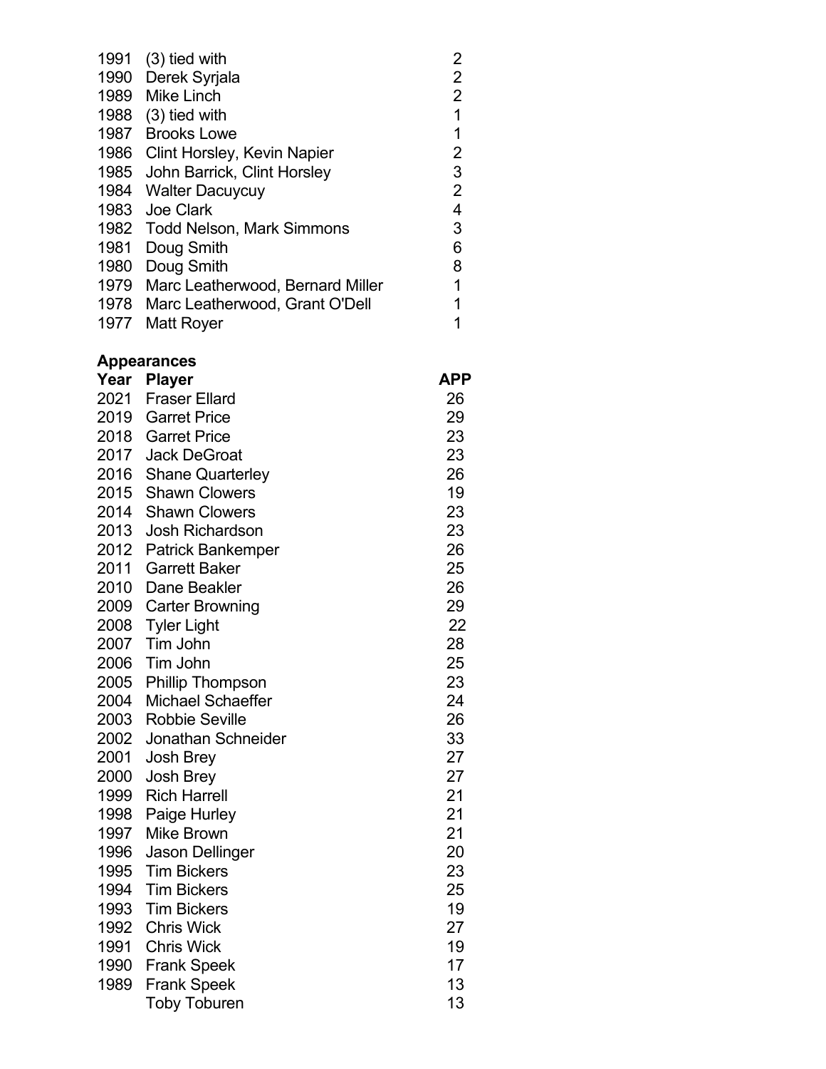| | | |
|---|---|---|
| 1991 | (3) tied with | 2 |
| 1990 | Derek Syrjala | 2 |
| 1989 | Mike Linch | 2 |
| 1988 | (3) tied with | 1 |
| 1987 | Brooks Lowe | 1 |
| 1986 | Clint Horsley, Kevin Napier | 2 |
| 1985 | John Barrick, Clint Horsley | 3 |
| 1984 | Walter Dacuycuy | 2 |
| 1983 | Joe Clark | 4 |
| 1982 | Todd Nelson, Mark Simmons | 3 |
| 1981 | Doug Smith | 6 |
| 1980 | Doug Smith | 8 |
| 1979 | Marc Leatherwood, Bernard Miller | 1 |
| 1978 | Marc Leatherwood, Grant O'Dell | 1 |
| 1977 | Matt Royer | 1 |

**Appearances**

| Year | Player | APP |
|---|---|---|
| 2021 | Fraser Ellard | 26 |
| 2019 | Garret Price | 29 |
| 2018 | Garret Price | 23 |
| 2017 | Jack DeGroat | 23 |
| 2016 | Shane Quarterley | 26 |
| 2015 | Shawn Clowers | 19 |
| 2014 | Shawn Clowers | 23 |
| 2013 | Josh Richardson | 23 |
| 2012 | Patrick Bankemper | 26 |
| 2011 | Garrett Baker | 25 |
| 2010 | Dane Beakler | 26 |
| 2009 | Carter Browning | 29 |
| 2008 | Tyler Light | 22 |
| 2007 | Tim John | 28 |
| 2006 | Tim John | 25 |
| 2005 | Phillip Thompson | 23 |
| 2004 | Michael Schaeffer | 24 |
| 2003 | Robbie Seville | 26 |
| 2002 | Jonathan Schneider | 33 |
| 2001 | Josh Brey | 27 |
| 2000 | Josh Brey | 27 |
| 1999 | Rich Harrell | 21 |
| 1998 | Paige Hurley | 21 |
| 1997 | Mike Brown | 21 |
| 1996 | Jason Dellinger | 20 |
| 1995 | Tim Bickers | 23 |
| 1994 | Tim Bickers | 25 |
| 1993 | Tim Bickers | 19 |
| 1992 | Chris Wick | 27 |
| 1991 | Chris Wick | 19 |
| 1990 | Frank Speek | 17 |
| 1989 | Frank Speek | 13 |
| | Toby Toburen | 13 |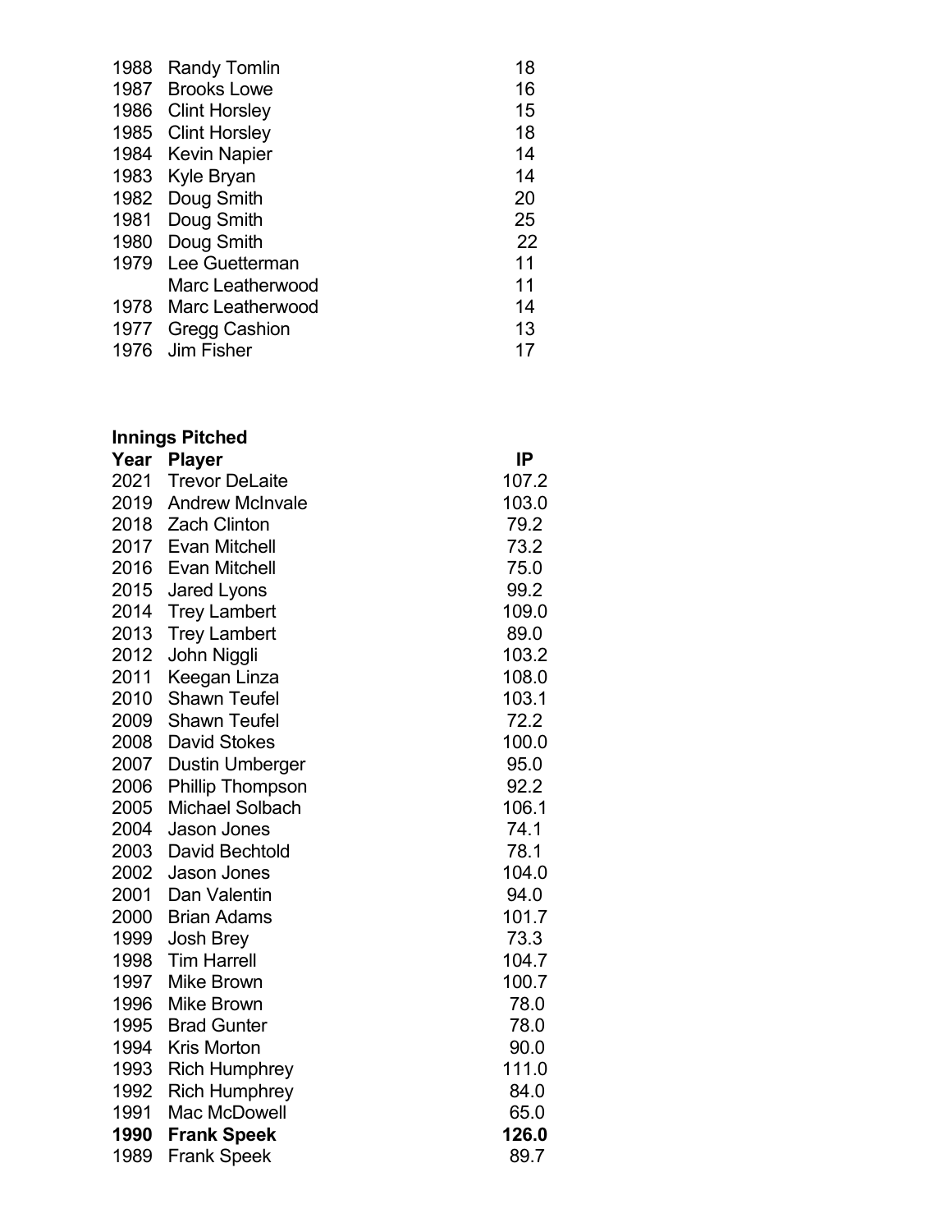| | | |
|---|---|---|
| 1988 | Randy Tomlin | 18 |
| 1987 | Brooks Lowe | 16 |
| 1986 | Clint Horsley | 15 |
| 1985 | Clint Horsley | 18 |
| 1984 | Kevin Napier | 14 |
| 1983 | Kyle Bryan | 14 |
| 1982 | Doug Smith | 20 |
| 1981 | Doug Smith | 25 |
| 1980 | Doug Smith | 22 |
| 1979 | Lee Guetterman | 11 |
| | Marc Leatherwood | 11 |
| 1978 | Marc Leatherwood | 14 |
| 1977 | Gregg Cashion | 13 |
| 1976 | Jim Fisher | 17 |

**Innings Pitched**

| Year | Player | IP |
|---|---|---|
| 2021 | Trevor DeLaite | 107.2 |
| 2019 | Andrew McInvale | 103.0 |
| 2018 | Zach Clinton | 79.2 |
| 2017 | Evan Mitchell | 73.2 |
| 2016 | Evan Mitchell | 75.0 |
| 2015 | Jared Lyons | 99.2 |
| 2014 | Trey Lambert | 109.0 |
| 2013 | Trey Lambert | 89.0 |
| 2012 | John Niggli | 103.2 |
| 2011 | Keegan Linza | 108.0 |
| 2010 | Shawn Teufel | 103.1 |
| 2009 | Shawn Teufel | 72.2 |
| 2008 | David Stokes | 100.0 |
| 2007 | Dustin Umberger | 95.0 |
| 2006 | Phillip Thompson | 92.2 |
| 2005 | Michael Solbach | 106.1 |
| 2004 | Jason Jones | 74.1 |
| 2003 | David Bechtold | 78.1 |
| 2002 | Jason Jones | 104.0 |
| 2001 | Dan Valentin | 94.0 |
| 2000 | Brian Adams | 101.7 |
| 1999 | Josh Brey | 73.3 |
| 1998 | Tim Harrell | 104.7 |
| 1997 | Mike Brown | 100.7 |
| 1996 | Mike Brown | 78.0 |
| 1995 | Brad Gunter | 78.0 |
| 1994 | Kris Morton | 90.0 |
| 1993 | Rich Humphrey | 111.0 |
| 1992 | Rich Humphrey | 84.0 |
| 1991 | Mac McDowell | 65.0 |
| **1990** | **Frank Speek** | **126.0** |
| 1989 | Frank Speek | 89.7 |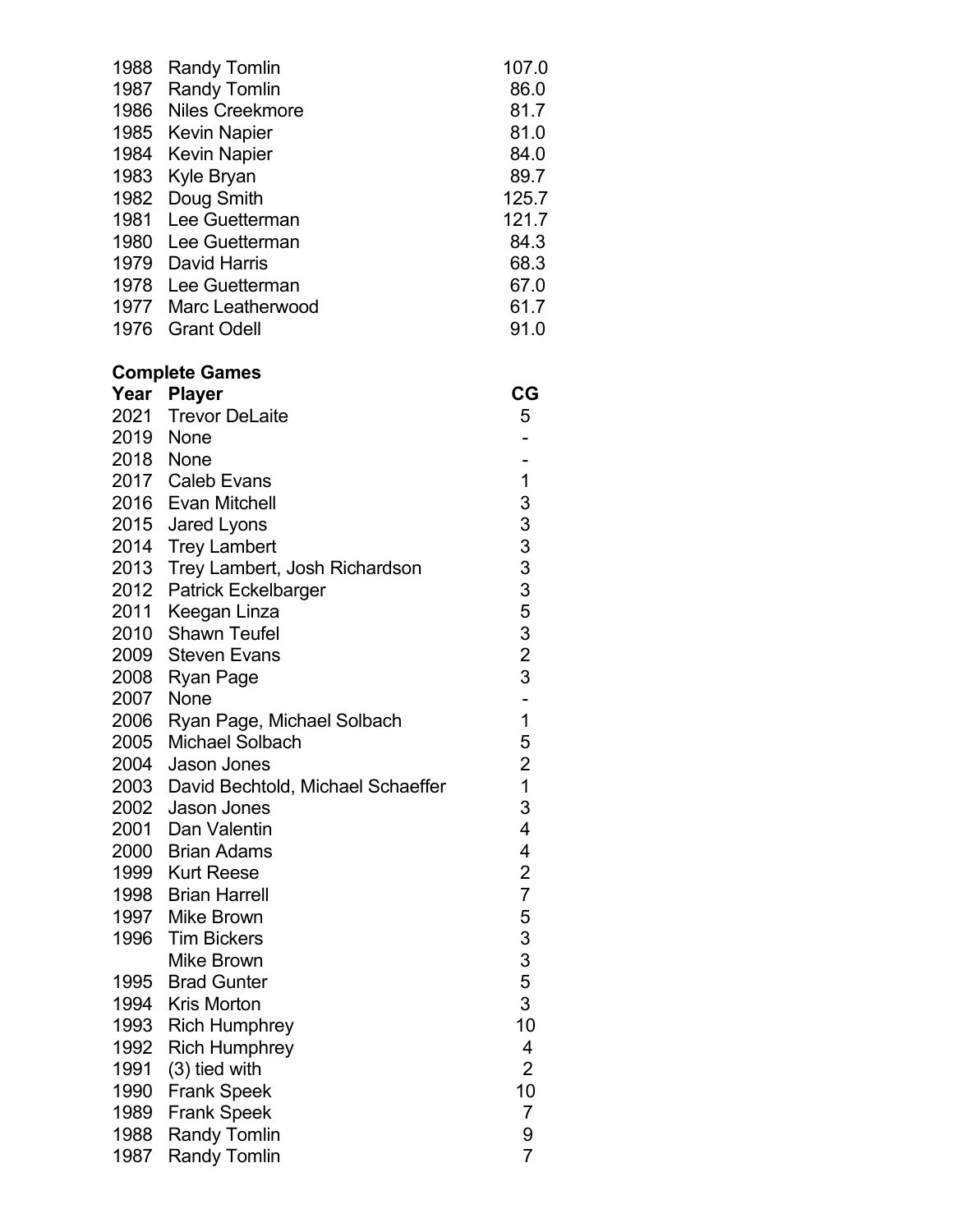| | | |
|---|---|---|
| 1988 | Randy Tomlin | 107.0 |
| 1987 | Randy Tomlin | 86.0 |
| 1986 | Niles Creekmore | 81.7 |
| 1985 | Kevin Napier | 81.0 |
| 1984 | Kevin Napier | 84.0 |
| 1983 | Kyle Bryan | 89.7 |
| 1982 | Doug Smith | 125.7 |
| 1981 | Lee Guetterman | 121.7 |
| 1980 | Lee Guetterman | 84.3 |
| 1979 | David Harris | 68.3 |
| 1978 | Lee Guetterman | 67.0 |
| 1977 | Marc Leatherwood | 61.7 |
| 1976 | Grant Odell | 91.0 |

**Complete Games**

| Year | Player | CG |
|---|---|---|
| 2021 | Trevor DeLaite | 5 |
| 2019 | None | - |
| 2018 | None | - |
| 2017 | Caleb Evans | 1 |
| 2016 | Evan Mitchell | 3 |
| 2015 | Jared Lyons | 3 |
| 2014 | Trey Lambert | 3 |
| 2013 | Trey Lambert, Josh Richardson | 3 |
| 2012 | Patrick Eckelbarger | 3 |
| 2011 | Keegan Linza | 5 |
| 2010 | Shawn Teufel | 3 |
| 2009 | Steven Evans | 2 |
| 2008 | Ryan Page | 3 |
| 2007 | None | - |
| 2006 | Ryan Page, Michael Solbach | 1 |
| 2005 | Michael Solbach | 5 |
| 2004 | Jason Jones | 2 |
| 2003 | David Bechtold, Michael Schaeffer | 1 |
| 2002 | Jason Jones | 3 |
| 2001 | Dan Valentin | 4 |
| 2000 | Brian Adams | 4 |
| 1999 | Kurt Reese | 2 |
| 1998 | Brian Harrell | 7 |
| 1997 | Mike Brown | 5 |
| 1996 | Tim Bickers | 3 |
| | Mike Brown | 3 |
| 1995 | Brad Gunter | 5 |
| 1994 | Kris Morton | 3 |
| 1993 | Rich Humphrey | 10 |
| 1992 | Rich Humphrey | 4 |
| 1991 | (3) tied with | 2 |
| 1990 | Frank Speek | 10 |
| 1989 | Frank Speek | 7 |
| 1988 | Randy Tomlin | 9 |
| 1987 | Randy Tomlin | 7 |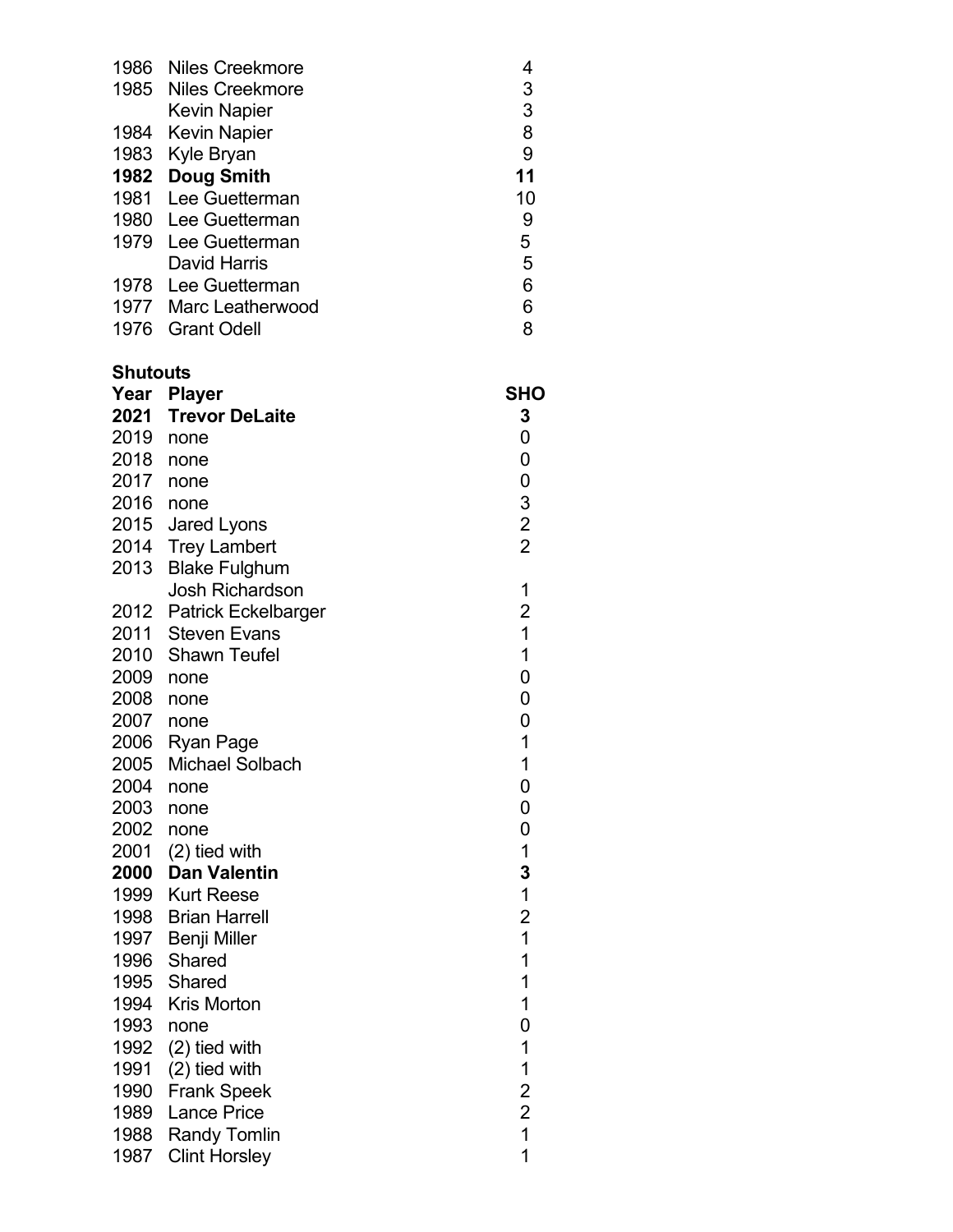| | | |
|---|---|---|
| 1986 | Niles Creekmore | 4 |
| 1985 | Niles Creekmore | 3 |
| | Kevin Napier | 3 |
| 1984 | Kevin Napier | 8 |
| 1983 | Kyle Bryan | 9 |
| **1982** | **Doug Smith** | **11** |
| 1981 | Lee Guetterman | 10 |
| 1980 | Lee Guetterman | 9 |
| 1979 | Lee Guetterman | 5 |
| | David Harris | 5 |
| 1978 | Lee Guetterman | 6 |
| 1977 | Marc Leatherwood | 6 |
| 1976 | Grant Odell | 8 |

**Shutouts**

| Year | Player | SHO |
|---|---|---|
| **2021** | **Trevor DeLaite** | **3** |
| 2019 | none | 0 |
| 2018 | none | 0 |
| 2017 | none | 0 |
| 2016 | none | 3 |
| 2015 | Jared Lyons | 2 |
| 2014 | Trey Lambert | 2 |
| 2013 | Blake Fulghum | |
| | Josh Richardson | 1 |
| 2012 | Patrick Eckelbarger | 2 |
| 2011 | Steven Evans | 1 |
| 2010 | Shawn Teufel | 1 |
| 2009 | none | 0 |
| 2008 | none | 0 |
| 2007 | none | 0 |
| 2006 | Ryan Page | 1 |
| 2005 | Michael Solbach | 1 |
| 2004 | none | 0 |
| 2003 | none | 0 |
| 2002 | none | 0 |
| 2001 | (2) tied with | 1 |
| **2000** | **Dan Valentin** | **3** |
| 1999 | Kurt Reese | 1 |
| 1998 | Brian Harrell | 2 |
| 1997 | Benji Miller | 1 |
| 1996 | Shared | 1 |
| 1995 | Shared | 1 |
| 1994 | Kris Morton | 1 |
| 1993 | none | 0 |
| 1992 | (2) tied with | 1 |
| 1991 | (2) tied with | 1 |
| 1990 | Frank Speek | 2 |
| 1989 | Lance Price | 2 |
| 1988 | Randy Tomlin | 1 |
| 1987 | Clint Horsley | 1 |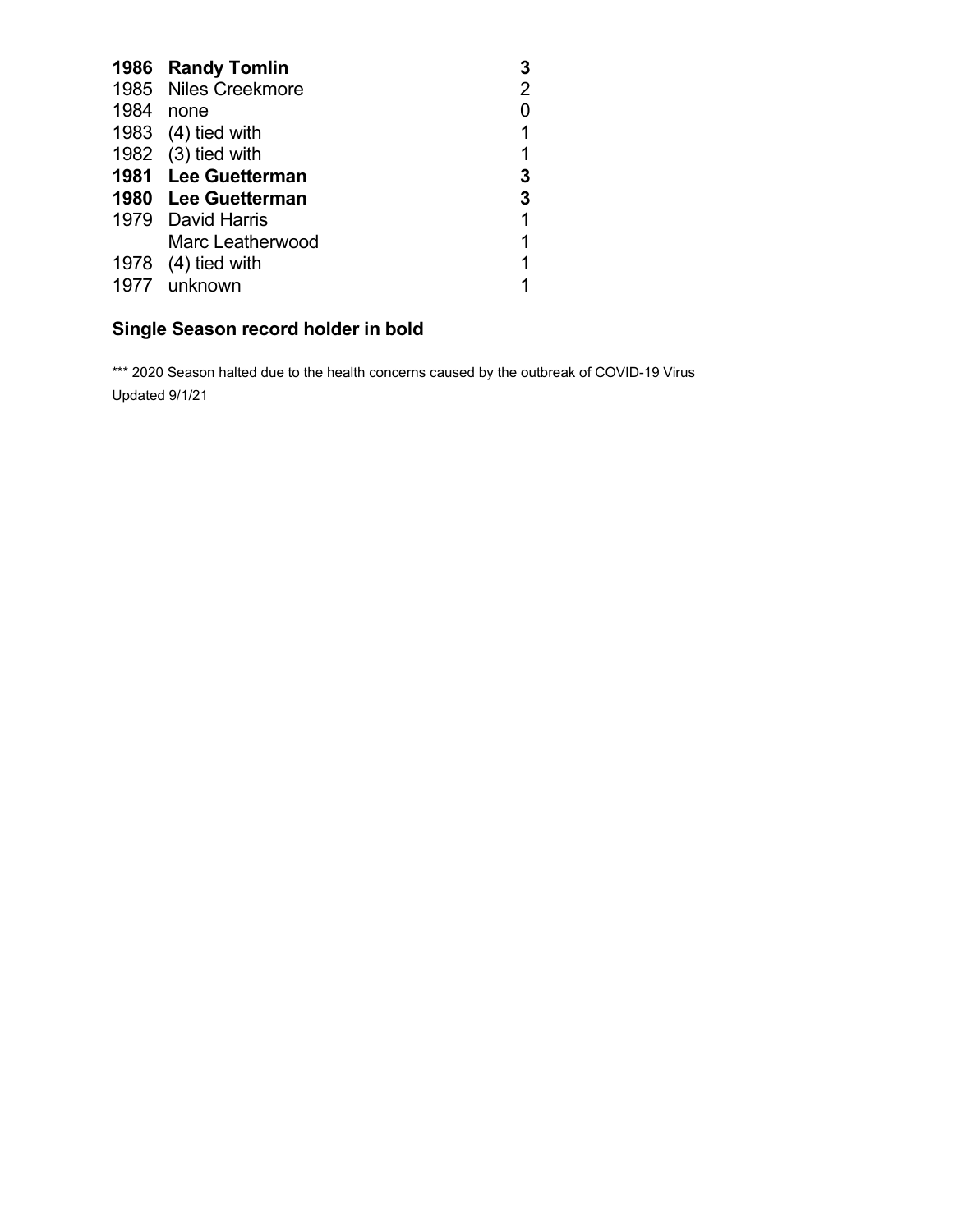| | | |
|---|---|---|
| **1986** | **Randy Tomlin** | **3** |
| 1985 | Niles Creekmore | 2 |
| 1984 | none | 0 |
| 1983 | (4) tied with | 1 |
| 1982 | (3) tied with | 1 |
| **1981** | **Lee Guetterman** | **3** |
| **1980** | **Lee Guetterman** | **3** |
| 1979 | David Harris | 1 |
| | Marc Leatherwood | 1 |
| 1978 | (4) tied with | 1 |
| 1977 | unknown | 1 |

**Single Season record holder in bold**

*** 2020 Season halted due to the health concerns caused by the outbreak of COVID-19 Virus

Updated 9/1/21